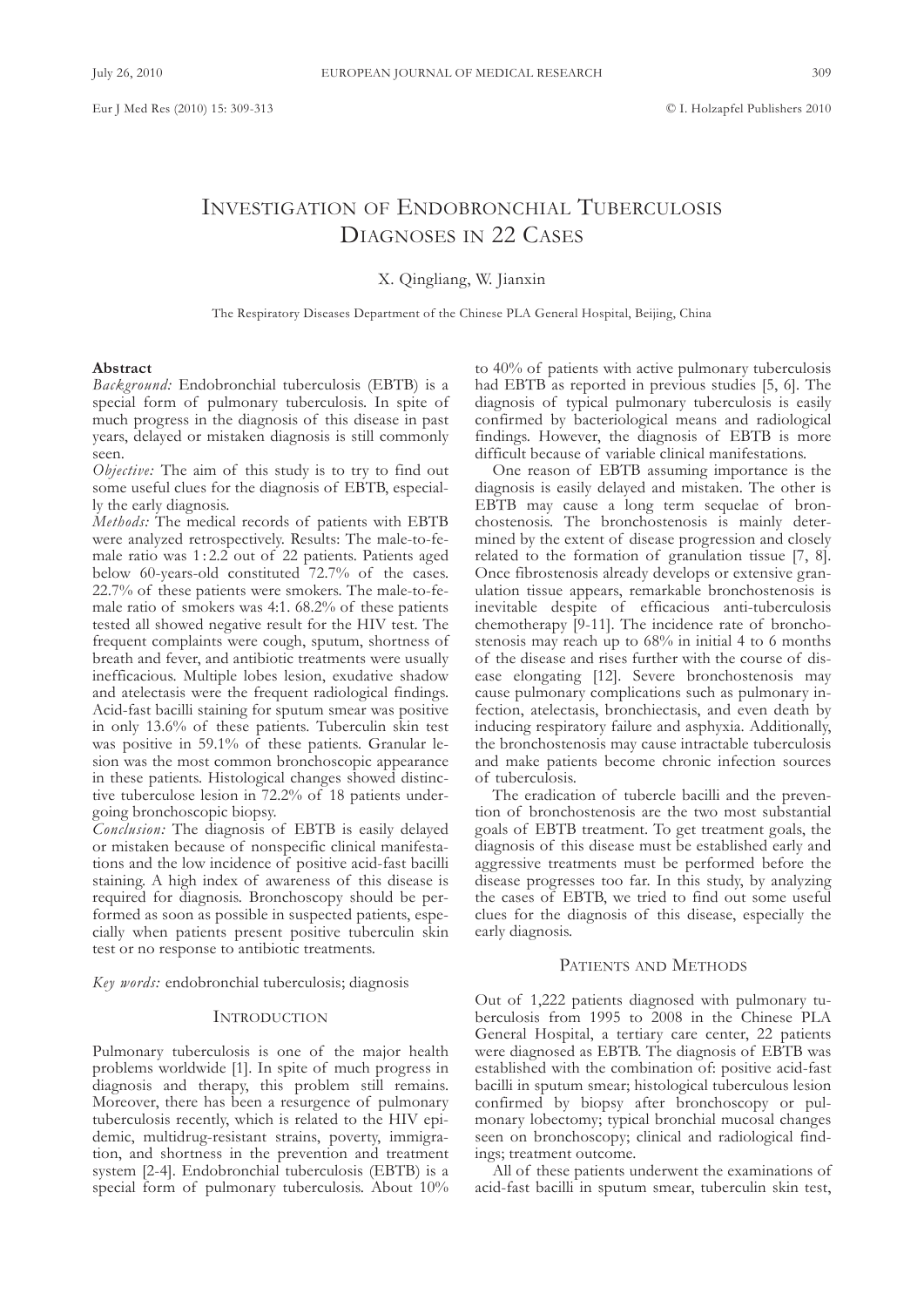# Investigation of Endobronchial Tuberculosis Diagnoses in 22 Cases

X. Qingliang, W. Jianxin

The Respiratory Diseases Department of the Chinese PLA General Hospital, Beijing, China

**Abstract**

*Background:* Endobronchial tuberculosis (EBTB) is a special form of pulmonary tuberculosis. In spite of much progress in the diagnosis of this disease in past years, delayed or mistaken diagnosis is still commonly seen.

*Objective:* The aim of this study is to try to find out some useful clues for the diagnosis of EBTB, especially the early diagnosis.

*Methods:* The medical records of patients with EBTB were analyzed retrospectively. Results: The male-to-female ratio was 1 : 2.2 out of 22 patients. Patients aged below 60-years-old constituted 72.7% of the cases. 22.7% of these patients were smokers. The male-to-female ratio of smokers was 4:1. 68.2% of these patients tested all showed negative result for the HIV test. The frequent complaints were cough, sputum, shortness of breath and fever, and antibiotic treatments were usually inefficacious. Multiple lobes lesion, exudative shadow and atelectasis were the frequent radiological findings. Acid-fast bacilli staining for sputum smear was positive in only 13.6% of these patients. Tuberculin skin test was positive in 59.1% of these patients. Granular lesion was the most common bronchoscopic appearance in these patients. Histological changes showed distinctive tuberculose lesion in 72.2% of 18 patients undergoing bronchoscopic biopsy.

*Conclusion:* The diagnosis of EBTB is easily delayed or mistaken because of nonspecific clinical manifestations and the low incidence of positive acid-fast bacilli staining. A high index of awareness of this disease is required for diagnosis. Bronchoscopy should be performed as soon as possible in suspected patients, especially when patients present positive tuberculin skin test or no response to antibiotic treatments.

*Key words:* endobronchial tuberculosis; diagnosis

## Introduction

Pulmonary tuberculosis is one of the major health problems worldwide [1]. In spite of much progress in diagnosis and therapy, this problem still remains. Moreover, there has been a resurgence of pulmonary tuberculosis recently, which is related to the HIV epidemic, multidrug-resistant strains, poverty, immigration, and shortness in the prevention and treatment system [2-4]. Endobronchial tuberculosis (EBTB) is a special form of pulmonary tuberculosis. About 10% to 40% of patients with active pulmonary tuberculosis had EBTB as reported in previous studies [5, 6]. The diagnosis of typical pulmonary tuberculosis is easily confirmed by bacteriological means and radiological findings. However, the diagnosis of EBTB is more difficult because of variable clinical manifestations.

One reason of EBTB assuming importance is the diagnosis is easily delayed and mistaken. The other is EBTB may cause a long term sequelae of bronchostenosis. The bronchostenosis is mainly determined by the extent of disease progression and closely related to the formation of granulation tissue [7, 8]. Once fibrostenosis already develops or extensive granulation tissue appears, remarkable bronchostenosis is inevitable despite of efficacious anti-tuberculosis chemotherapy [9-11]. The incidence rate of bronchostenosis may reach up to 68% in initial 4 to 6 months of the disease and rises further with the course of disease elongating [12]. Severe bronchostenosis may cause pulmonary complications such as pulmonary infection, atelectasis, bronchiectasis, and even death by inducing respiratory failure and asphyxia. Additionally, the bronchostenosis may cause intractable tuberculosis and make patients become chronic infection sources of tuberculosis.

The eradication of tubercle bacilli and the prevention of bronchostenosis are the two most substantial goals of EBTB treatment. To get treatment goals, the diagnosis of this disease must be established early and aggressive treatments must be performed before the disease progresses too far. In this study, by analyzing the cases of EBTB, we tried to find out some useful clues for the diagnosis of this disease, especially the early diagnosis.

## Patients and Methods

Out of 1,222 patients diagnosed with pulmonary tuberculosis from 1995 to 2008 in the Chinese PLA General Hospital, a tertiary care center, 22 patients were diagnosed as EBTB. The diagnosis of EBTB was established with the combination of: positive acid-fast bacilli in sputum smear; histological tuberculous lesion confirmed by biopsy after bronchoscopy or pulmonary lobectomy; typical bronchial mucosal changes seen on bronchoscopy; clinical and radiological findings; treatment outcome.

All of these patients underwent the examinations of acid-fast bacilli in sputum smear, tuberculin skin test,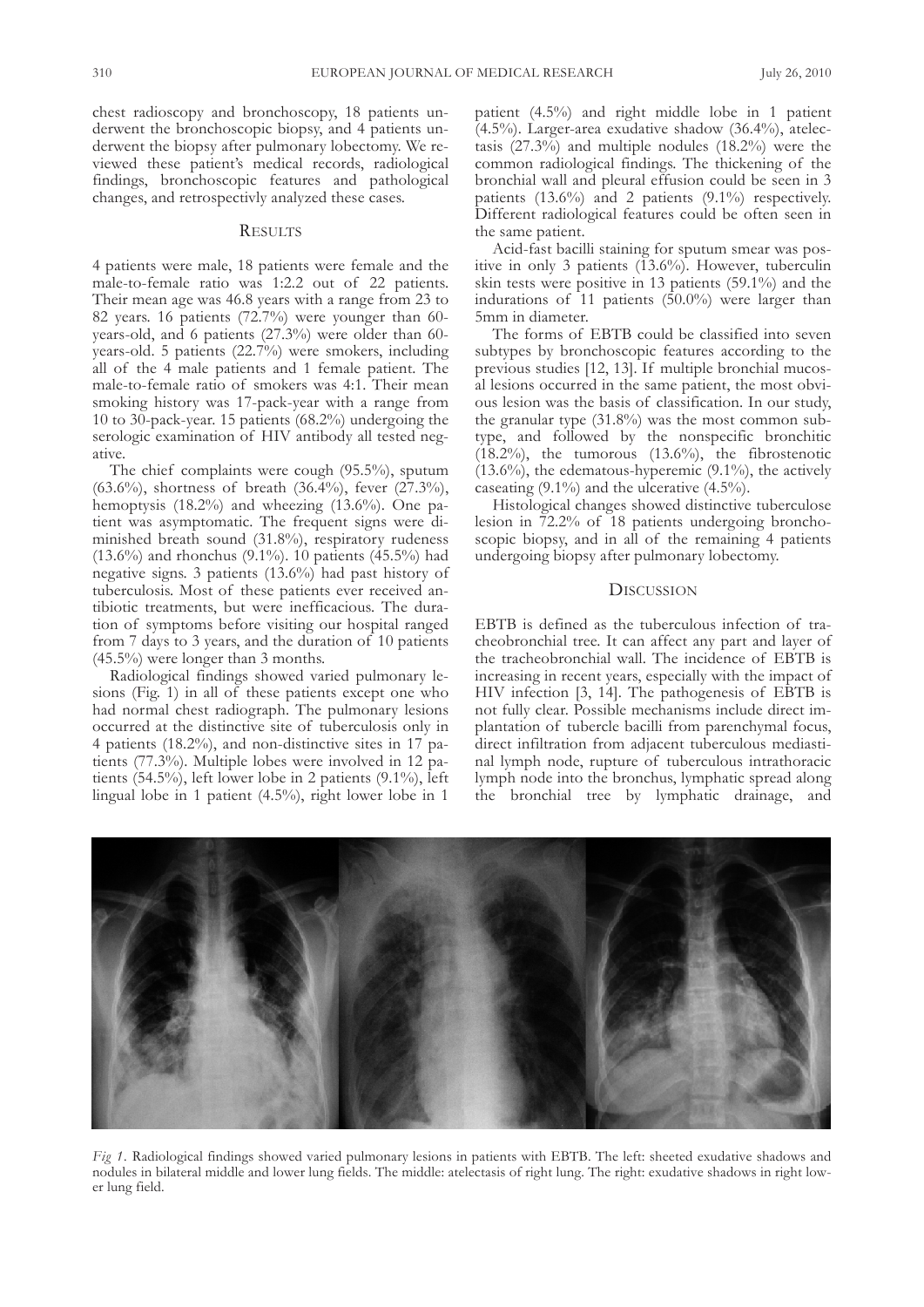chest radioscopy and bronchoscopy, 18 patients underwent the bronchoscopic biopsy, and 4 patients underwent the biopsy after pulmonary lobectomy. We reviewed these patient's medical records, radiological findings, bronchoscopic features and pathological changes, and retrospectivly analyzed these cases.

## Results

4 patients were male, 18 patients were female and the male-to-female ratio was 1:2.2 out of 22 patients. Their mean age was 46.8 years with a range from 23 to 82 years. 16 patients (72.7%) were younger than 60-years-old, and 6 patients (27.3%) were older than 60-years-old. 5 patients (22.7%) were smokers, including all of the 4 male patients and 1 female patient. The male-to-female ratio of smokers was 4:1. Their mean smoking history was 17-pack-year with a range from 10 to 30-pack-year. 15 patients (68.2%) undergoing the serologic examination of HIV antibody all tested negative.

The chief complaints were cough (95.5%), sputum (63.6%), shortness of breath (36.4%), fever (27.3%), hemoptysis (18.2%) and wheezing (13.6%). One patient was asymptomatic. The frequent signs were diminished breath sound (31.8%), respiratory rudeness (13.6%) and rhonchus (9.1%). 10 patients (45.5%) had negative signs. 3 patients (13.6%) had past history of tuberculosis. Most of these patients ever received antibiotic treatments, but were inefficacious. The duration of symptoms before visiting our hospital ranged from 7 days to 3 years, and the duration of 10 patients (45.5%) were longer than 3 months.

Radiological findings showed varied pulmonary lesions (Fig. 1) in all of these patients except one who had normal chest radiograph. The pulmonary lesions occurred at the distinctive site of tuberculosis only in 4 patients (18.2%), and non-distinctive sites in 17 patients (77.3%). Multiple lobes were involved in 12 patients (54.5%), left lower lobe in 2 patients (9.1%), left lingual lobe in 1 patient (4.5%), right lower lobe in 1 patient (4.5%) and right middle lobe in 1 patient (4.5%). Larger-area exudative shadow (36.4%), atelectasis (27.3%) and multiple nodules (18.2%) were the common radiological findings. The thickening of the bronchial wall and pleural effusion could be seen in 3 patients (13.6%) and 2 patients (9.1%) respectively. Different radiological features could be often seen in the same patient.

Acid-fast bacilli staining for sputum smear was positive in only 3 patients (13.6%). However, tuberculin skin tests were positive in 13 patients (59.1%) and the indurations of 11 patients (50.0%) were larger than 5mm in diameter.

The forms of EBTB could be classified into seven subtypes by bronchoscopic features according to the previous studies [12, 13]. If multiple bronchial mucosal lesions occurred in the same patient, the most obvious lesion was the basis of classification. In our study, the granular type (31.8%) was the most common subtype, and followed by the nonspecific bronchitic (18.2%), the tumorous (13.6%), the fibrostenotic (13.6%), the edematous-hyperemic (9.1%), the actively caseating (9.1%) and the ulcerative (4.5%).

Histological changes showed distinctive tuberculose lesion in 72.2% of 18 patients undergoing bronchoscopic biopsy, and in all of the remaining 4 patients undergoing biopsy after pulmonary lobectomy.

## Discussion

EBTB is defined as the tuberculous infection of tracheobronchial tree. It can affect any part and layer of the tracheobronchial wall. The incidence of EBTB is increasing in recent years, especially with the impact of HIV infection [3, 14]. The pathogenesis of EBTB is not fully clear. Possible mechanisms include direct implantation of tubercle bacilli from parenchymal focus, direct infiltration from adjacent tuberculous mediastinal lymph node, rupture of tuberculous intrathoracic lymph node into the bronchus, lymphatic spread along the bronchial tree by lymphatic drainage, and

*Fig 1.* Radiological findings showed varied pulmonary lesions in patients with EBTB. The left: sheeted exudative shadows and nodules in bilateral middle and lower lung fields. The middle: atelectasis of right lung. The right: exudative shadows in right lower lung field.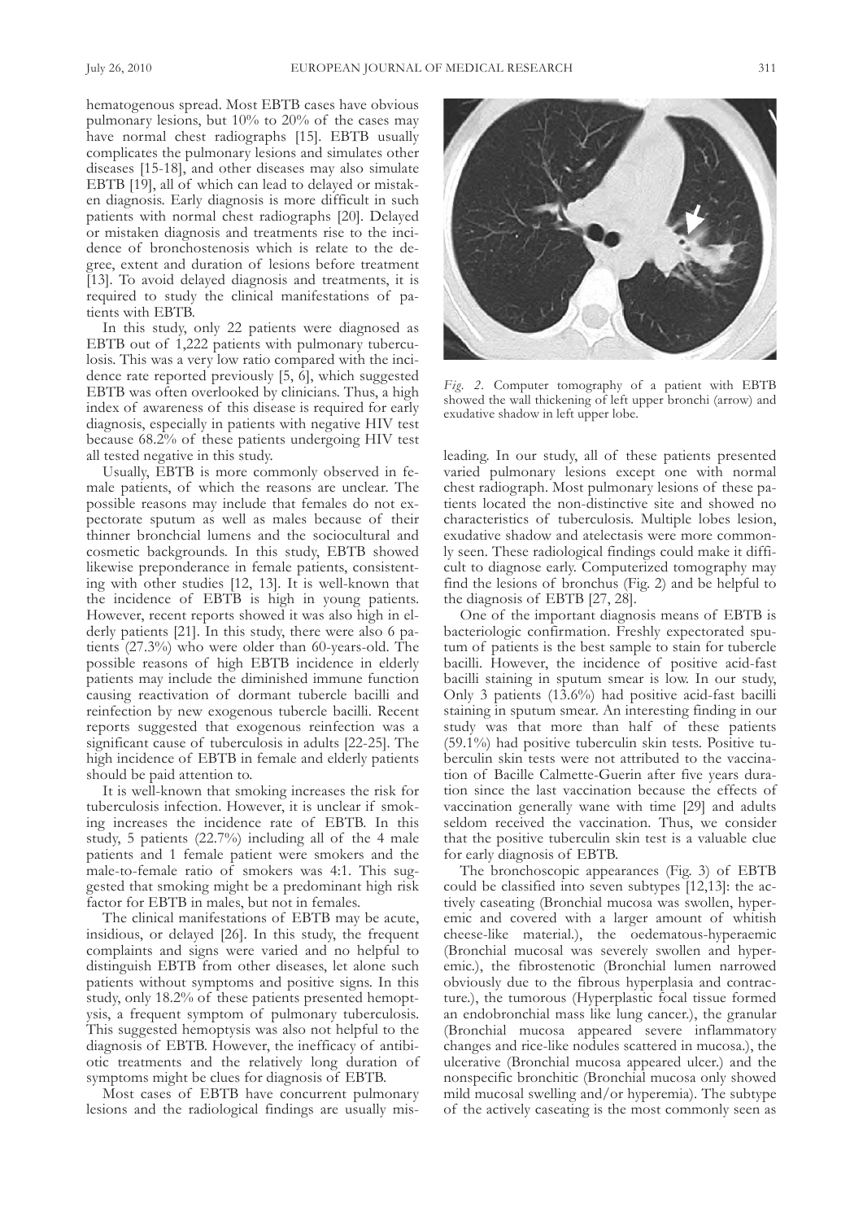hematogenous spread. Most EBTB cases have obvious pulmonary lesions, but 10% to 20% of the cases may have normal chest radiographs [15]. EBTB usually complicates the pulmonary lesions and simulates other diseases [15-18], and other diseases may also simulate EBTB [19], all of which can lead to delayed or mistaken diagnosis. Early diagnosis is more difficult in such patients with normal chest radiographs [20]. Delayed or mistaken diagnosis and treatments rise to the incidence of bronchostenosis which is relate to the degree, extent and duration of lesions before treatment [13]. To avoid delayed diagnosis and treatments, it is required to study the clinical manifestations of patients with EBTB.

In this study, only 22 patients were diagnosed as EBTB out of 1,222 patients with pulmonary tuberculosis. This was a very low ratio compared with the incidence rate reported previously [5, 6], which suggested EBTB was often overlooked by clinicians. Thus, a high index of awareness of this disease is required for early diagnosis, especially in patients with negative HIV test because 68.2% of these patients undergoing HIV test all tested negative in this study.

Usually, EBTB is more commonly observed in female patients, of which the reasons are unclear. The possible reasons may include that females do not expectorate sputum as well as males because of their thinner bronchcial lumens and the sociocultural and cosmetic backgrounds. In this study, EBTB showed likewise preponderance in female patients, consistenting with other studies [12, 13]. It is well-known that the incidence of EBTB is high in young patients. However, recent reports showed it was also high in elderly patients [21]. In this study, there were also 6 patients (27.3%) who were older than 60-years-old. The possible reasons of high EBTB incidence in elderly patients may include the diminished immune function causing reactivation of dormant tubercle bacilli and reinfection by new exogenous tubercle bacilli. Recent reports suggested that exogenous reinfection was a significant cause of tuberculosis in adults [22-25]. The high incidence of EBTB in female and elderly patients should be paid attention to.

It is well-known that smoking increases the risk for tuberculosis infection. However, it is unclear if smoking increases the incidence rate of EBTB. In this study, 5 patients (22.7%) including all of the 4 male patients and 1 female patient were smokers and the male-to-female ratio of smokers was 4:1. This suggested that smoking might be a predominant high risk factor for EBTB in males, but not in females.

The clinical manifestations of EBTB may be acute, insidious, or delayed [26]. In this study, the frequent complaints and signs were varied and no helpful to distinguish EBTB from other diseases, let alone such patients without symptoms and positive signs. In this study, only 18.2% of these patients presented hemoptysis, a frequent symptom of pulmonary tuberculosis. This suggested hemoptysis was also not helpful to the diagnosis of EBTB. However, the inefficacy of antibiotic treatments and the relatively long duration of symptoms might be clues for diagnosis of EBTB.

Most cases of EBTB have concurrent pulmonary lesions and the radiological findings are usually misleading. In our study, all of these patients presented varied pulmonary lesions except one with normal chest radiograph. Most pulmonary lesions of these patients located the non-distinctive site and showed no characteristics of tuberculosis. Multiple lobes lesion, exudative shadow and atelectasis were more commonly seen. These radiological findings could make it difficult to diagnose early. Computerized tomography may find the lesions of bronchus (Fig. 2) and be helpful to the diagnosis of EBTB [27, 28].

*Fig. 2.* Computer tomography of a patient with EBTB showed the wall thickening of left upper bronchi (arrow) and exudative shadow in left upper lobe.

One of the important diagnosis means of EBTB is bacteriologic confirmation. Freshly expectorated sputum of patients is the best sample to stain for tubercle bacilli. However, the incidence of positive acid-fast bacilli staining in sputum smear is low. In our study, Only 3 patients (13.6%) had positive acid-fast bacilli staining in sputum smear. An interesting finding in our study was that more than half of these patients (59.1%) had positive tuberculin skin tests. Positive tuberculin skin tests were not attributed to the vaccination of Bacille Calmette-Guerin after five years duration since the last vaccination because the effects of vaccination generally wane with time [29] and adults seldom received the vaccination. Thus, we consider that the positive tuberculin skin test is a valuable clue for early diagnosis of EBTB.

The bronchoscopic appearances (Fig. 3) of EBTB could be classified into seven subtypes [12,13]: the actively caseating (Bronchial mucosa was swollen, hyperemic and covered with a larger amount of whitish cheese-like material.), the oedematous-hyperaemic (Bronchial mucosal was severely swollen and hyperemic.), the fibrostenotic (Bronchial lumen narrowed obviously due to the fibrous hyperplasia and contracture.), the tumorous (Hyperplastic focal tissue formed an endobronchial mass like lung cancer.), the granular (Bronchial mucosa appeared severe inflammatory changes and rice-like nodules scattered in mucosa.), the ulcerative (Bronchial mucosa appeared ulcer.) and the nonspecific bronchitic (Bronchial mucosa only showed mild mucosal swelling and/or hyperemia). The subtype of the actively caseating is the most commonly seen as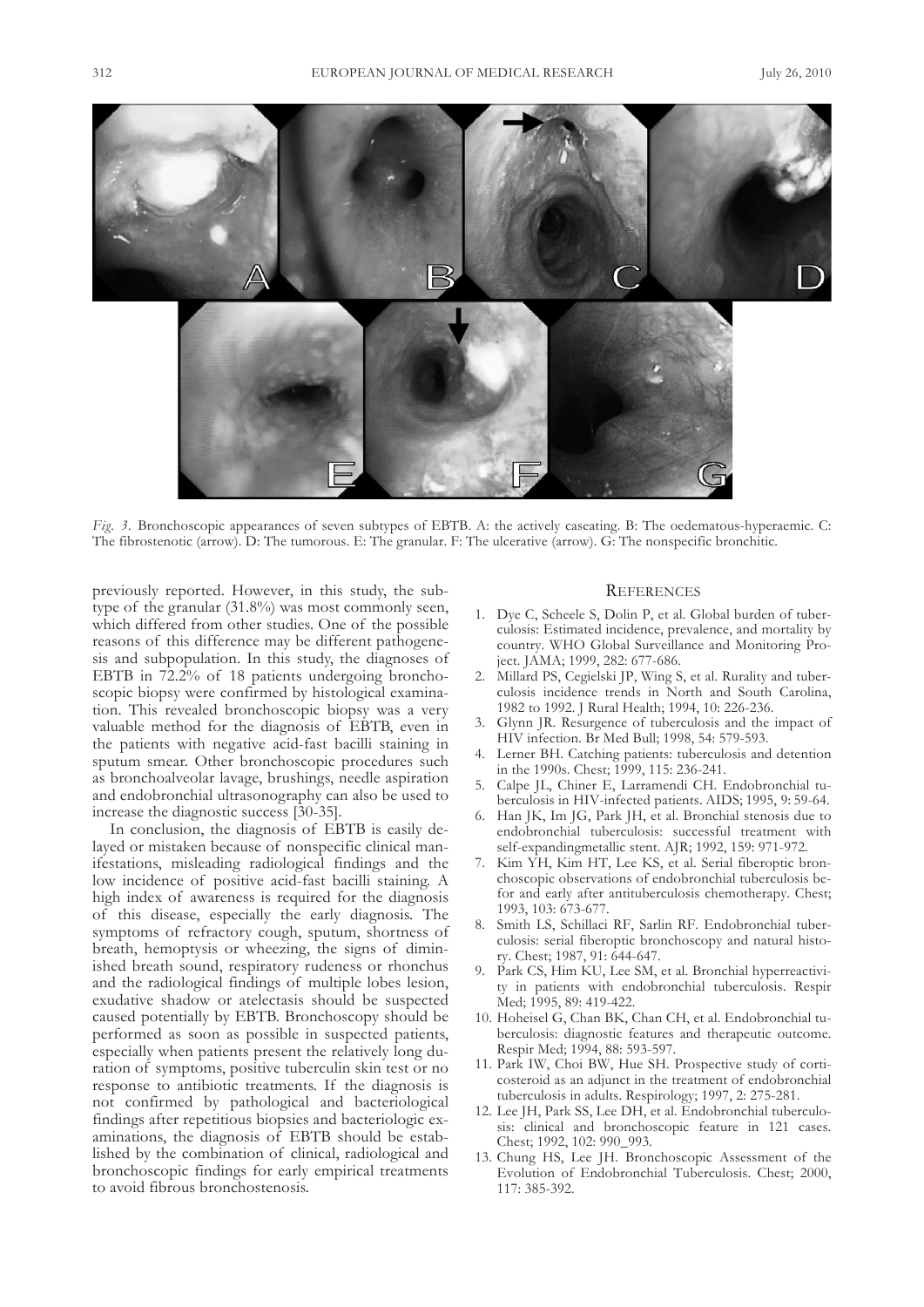*Fig. 3.* Bronchoscopic appearances of seven subtypes of EBTB. A: the actively caseating. B: The oedematous-hyperaemic. C: The fibrostenotic (arrow). D: The tumorous. E: The granular. F: The ulcerative (arrow). G: The nonspecific bronchitic.

previously reported. However, in this study, the subtype of the granular (31.8%) was most commonly seen, which differed from other studies. One of the possible reasons of this difference may be different pathogenesis and subpopulation. In this study, the diagnoses of EBTB in 72.2% of 18 patients undergoing bronchoscopic biopsy were confirmed by histological examination. This revealed bronchoscopic biopsy was a very valuable method for the diagnosis of EBTB, even in the patients with negative acid-fast bacilli staining in sputum smear. Other bronchoscopic procedures such as bronchoalveolar lavage, brushings, needle aspiration and endobronchial ultrasonography can also be used to increase the diagnostic success [30-35].

In conclusion, the diagnosis of EBTB is easily delayed or mistaken because of nonspecific clinical manifestations, misleading radiological findings and the low incidence of positive acid-fast bacilli staining. A high index of awareness is required for the diagnosis of this disease, especially the early diagnosis. The symptoms of refractory cough, sputum, shortness of breath, hemoptysis or wheezing, the signs of diminished breath sound, respiratory rudeness or rhonchus and the radiological findings of multiple lobes lesion, exudative shadow or atelectasis should be suspected caused potentially by EBTB. Bronchoscopy should be performed as soon as possible in suspected patients, especially when patients present the relatively long duration of symptoms, positive tuberculin skin test or no response to antibiotic treatments. If the diagnosis is not confirmed by pathological and bacteriological findings after repetitious biopsies and bacteriologic examinations, the diagnosis of EBTB should be established by the combination of clinical, radiological and bronchoscopic findings for early empirical treatments to avoid fibrous bronchostenosis.

## References

1. Dye C, Scheele S, Dolin P, et al. Global burden of tuberculosis: Estimated incidence, prevalence, and mortality by country. WHO Global Surveillance and Monitoring Project. JAMA; 1999, 282: 677-686.
2. Millard PS, Cegielski JP, Wing S, et al. Rurality and tuberculosis incidence trends in North and South Carolina, 1982 to 1992. J Rural Health; 1994, 10: 226-236.
3. Glynn JR. Resurgence of tuberculosis and the impact of HIV infection. Br Med Bull; 1998, 54: 579-593.
4. Lerner BH. Catching patients: tuberculosis and detention in the 1990s. Chest; 1999, 115: 236-241.
5. Calpe JL, Chiner E, Larramendi CH. Endobronchial tuberculosis in HIV-infected patients. AIDS; 1995, 9: 59-64.
6. Han JK, Im JG, Park JH, et al. Bronchial stenosis due to endobronchial tuberculosis: successful treatment with self-expandingmetallic stent. AJR; 1992, 159: 971-972.
7. Kim YH, Kim HT, Lee KS, et al. Serial fiberoptic bronchoscopic observations of endobronchial tuberculosis befor and early after antituberculosis chemotherapy. Chest; 1993, 103: 673-677.
8. Smith LS, Schillaci RF, Sarlin RF. Endobronchial tuberculosis: serial fiberoptic bronchoscopy and natural history. Chest; 1987, 91: 644-647.
9. Park CS, Him KU, Lee SM, et al. Bronchial hyperreactivity in patients with endobronchial tuberculosis. Respir Med; 1995, 89: 419-422.
10. Hoheisel G, Chan BK, Chan CH, et al. Endobronchial tuberculosis: diagnostic features and therapeutic outcome. Respir Med; 1994, 88: 593-597.
11. Park IW, Choi BW, Hue SH. Prospective study of corticosteroid as an adjunct in the treatment of endobronchial tuberculosis in adults. Respirology; 1997, 2: 275-281.
12. Lee JH, Park SS, Lee DH, et al. Endobronchial tuberculosis: clinical and bronchoscopic feature in 121 cases. Chest; 1992, 102: 990_993.
13. Chung HS, Lee JH. Bronchoscopic Assessment of the Evolution of Endobronchial Tuberculosis. Chest; 2000, 117: 385-392.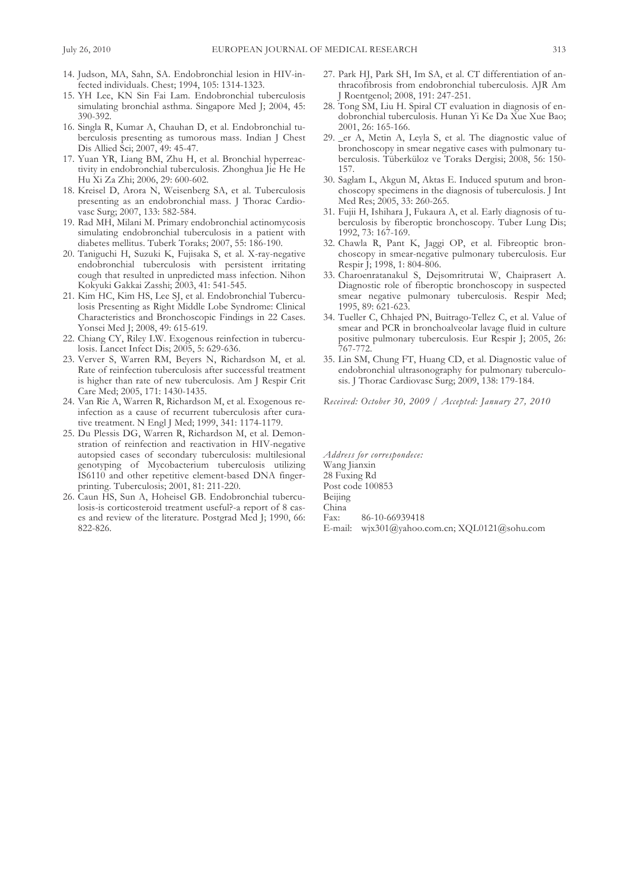14. Judson, MA, Sahn, SA. Endobronchial lesion in HIV-infected individuals. Chest; 1994, 105: 1314-1323.
15. YH Lee, KN Sin Fai Lam. Endobronchial tuberculosis simulating bronchial asthma. Singapore Med J; 2004, 45: 390-392.
16. Singla R, Kumar A, Chauhan D, et al. Endobronchial tuberculosis presenting as tumorous mass. Indian J Chest Dis Allied Sci; 2007, 49: 45-47.
17. Yuan YR, Liang BM, Zhu H, et al. Bronchial hyperreactivity in endobronchial tuberculosis. Zhonghua Jie He He Hu Xi Za Zhi; 2006, 29: 600-602.
18. Kreisel D, Arora N, Weisenberg SA, et al. Tuberculosis presenting as an endobronchial mass. J Thorac Cardiovasc Surg; 2007, 133: 582-584.
19. Rad MH, Milani M. Primary endobronchial actinomycosis simulating endobronchial tuberculosis in a patient with diabetes mellitus. Tuberk Toraks; 2007, 55: 186-190.
20. Taniguchi H, Suzuki K, Fujisaka S, et al. X-ray-negative endobronchial tuberculosis with persistent irritating cough that resulted in unpredicted mass infection. Nihon Kokyuki Gakkai Zasshi; 2003, 41: 541-545.
21. Kim HC, Kim HS, Lee SJ, et al. Endobronchial Tuberculosis Presenting as Right Middle Lobe Syndrome: Clinical Characteristics and Bronchoscopic Findings in 22 Cases. Yonsei Med J; 2008, 49: 615-619.
22. Chiang CY, Riley LW. Exogenous reinfection in tuberculosis. Lancet Infect Dis; 2005, 5: 629-636.
23. Verver S, Warren RM, Beyers N, Richardson M, et al. Rate of reinfection tuberculosis after successful treatment is higher than rate of new tuberculosis. Am J Respir Crit Care Med; 2005, 171: 1430-1435.
24. Van Rie A, Warren R, Richardson M, et al. Exogenous reinfection as a cause of recurrent tuberculosis after curative treatment. N Engl J Med; 1999, 341: 1174-1179.
25. Du Plessis DG, Warren R, Richardson M, et al. Demonstration of reinfection and reactivation in HIV-negative autopsied cases of secondary tuberculosis: multilesional genotyping of Mycobacterium tuberculosis utilizing IS6110 and other repetitive element-based DNA fingerprinting. Tuberculosis; 2001, 81: 211-220.
26. Caun HS, Sun A, Hoheisel GB. Endobronchial tuberculosis-is corticosteroid treatment useful?-a report of 8 cases and review of the literature. Postgrad Med J; 1990, 66: 822-826.
27. Park HJ, Park SH, Im SA, et al. CT differentiation of anthracofibrosis from endobronchial tuberculosis. AJR Am J Roentgenol; 2008, 191: 247-251.
28. Tong SM, Liu H. Spiral CT evaluation in diagnosis of endobronchial tuberculosis. Hunan Yi Ke Da Xue Xue Bao; 2001, 26: 165-166.
29. _er A, Metin A, Leyla S, et al. The diagnostic value of bronchoscopy in smear negative cases with pulmonary tuberculosis. Tüberküloz ve Toraks Dergisi; 2008, 56: 150-157.
30. Saglam L, Akgun M, Aktas E. Induced sputum and bronchoscopy specimens in the diagnosis of tuberculosis. J Int Med Res; 2005, 33: 260-265.
31. Fujii H, Ishihara J, Fukaura A, et al. Early diagnosis of tuberculosis by fiberoptic bronchoscopy. Tuber Lung Dis; 1992, 73: 167-169.
32. Chawla R, Pant K, Jaggi OP, et al. Fibreoptic bronchoscopy in smear-negative pulmonary tuberculosis. Eur Respir J; 1998, 1: 804-806.
33. Charoenratanakul S, Dejsomritrutai W, Chaiprasert A. Diagnostic role of fiberoptic bronchoscopy in suspected smear negative pulmonary tuberculosis. Respir Med; 1995, 89: 621-623.
34. Tueller C, Chhajed PN, Buitrago-Tellez C, et al. Value of smear and PCR in bronchoalveolar lavage fluid in culture positive pulmonary tuberculosis. Eur Respir J; 2005, 26: 767-772.
35. Lin SM, Chung FT, Huang CD, et al. Diagnostic value of endobronchial ultrasonography for pulmonary tuberculosis. J Thorac Cardiovasc Surg; 2009, 138: 179-184.

*Received: October 30, 2009 / Accepted: January 27, 2010*

*Address for correspondece:*
Wang Jianxin
28 Fuxing Rd
Post code 100853
Beijing
China
Fax: 86-10-66939418
E-mail: wjx301@yahoo.com.cn; XQL0121@sohu.com